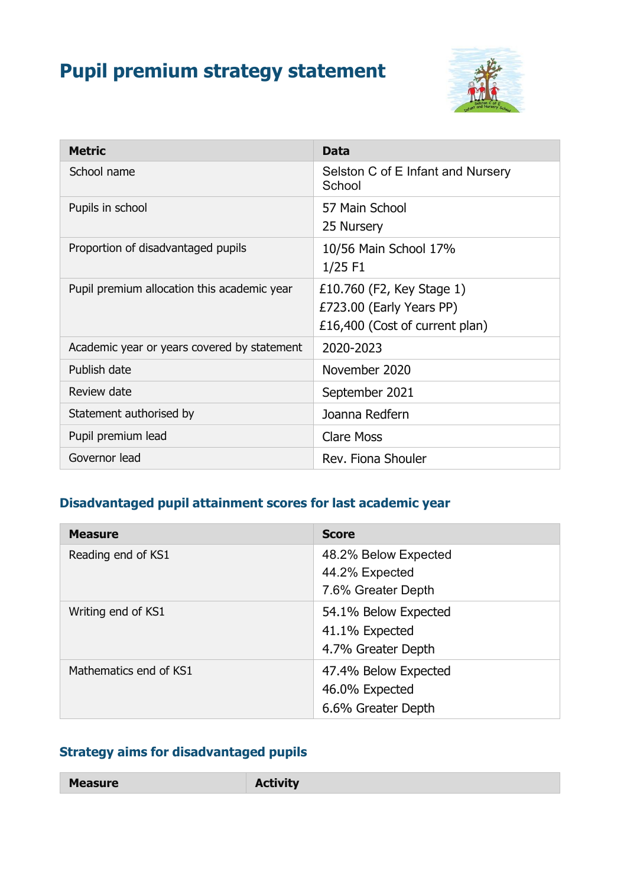# Pupil premium strategy statement

| Metric | Data |
|---|---|
| School name | Selston C of E Infant and Nursery School |
| Pupils in school | 57 Main School<br>25 Nursery |
| Proportion of disadvantaged pupils | 10/56 Main School 17%<br>1/25 F1 |
| Pupil premium allocation this academic year | £10.760 (F2, Key Stage 1)<br>£723.00 (Early Years PP)<br>£16,400 (Cost of current plan) |
| Academic year or years covered by statement | 2020-2023 |
| Publish date | November 2020 |
| Review date | September 2021 |
| Statement authorised by | Joanna Redfern |
| Pupil premium lead | Clare Moss |
| Governor lead | Rev. Fiona Shouler |

## Disadvantaged pupil attainment scores for last academic year

| Measure | Score |
|---|---|
| Reading end of KS1 | 48.2% Below Expected<br>44.2% Expected<br>7.6% Greater Depth |
| Writing end of KS1 | 54.1% Below Expected<br>41.1% Expected<br>4.7% Greater Depth |
| Mathematics end of KS1 | 47.4% Below Expected<br>46.0% Expected<br>6.6% Greater Depth |

## Strategy aims for disadvantaged pupils

| Measure | Activity |
|---|---|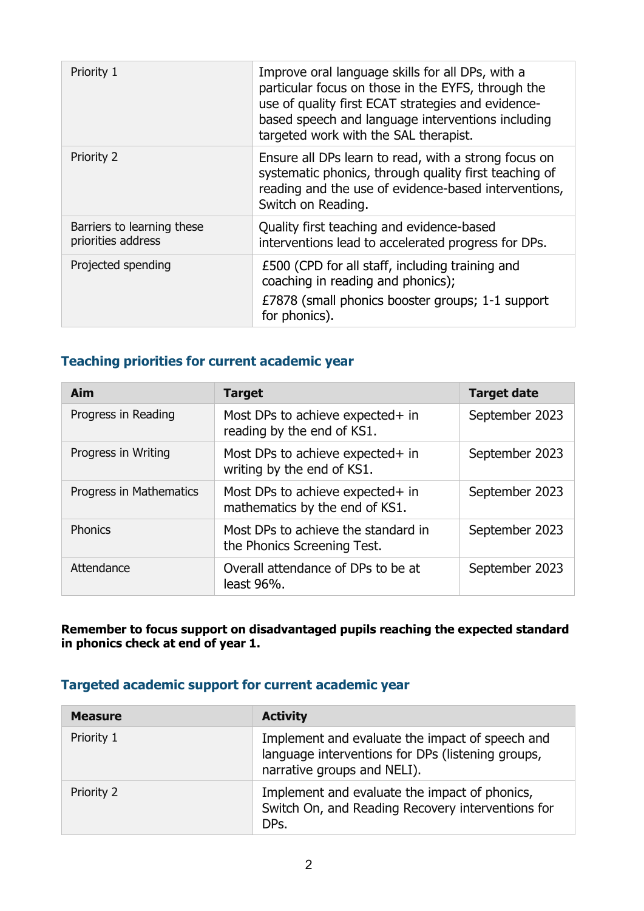| Priority 1 | Improve oral language skills for all DPs, with a particular focus on those in the EYFS, through the use of quality first ECAT strategies and evidence-based speech and language interventions including targeted work with the SAL therapist. |
|---|---|
| Priority 2 | Ensure all DPs learn to read, with a strong focus on systematic phonics, through quality first teaching of reading and the use of evidence-based interventions, Switch on Reading. |
| Barriers to learning these priorities address | Quality first teaching and evidence-based interventions lead to accelerated progress for DPs. |
| Projected spending | £500 (CPD for all staff, including training and coaching in reading and phonics); <br> £7878 (small phonics booster groups; 1-1 support for phonics). |

## Teaching priorities for current academic year

| Aim | Target | Target date |
|---|---|---|
| Progress in Reading | Most DPs to achieve expected+ in reading by the end of KS1. | September 2023 |
| Progress in Writing | Most DPs to achieve expected+ in writing by the end of KS1. | September 2023 |
| Progress in Mathematics | Most DPs to achieve expected+ in mathematics by the end of KS1. | September 2023 |
| Phonics | Most DPs to achieve the standard in the Phonics Screening Test. | September 2023 |
| Attendance | Overall attendance of DPs to be at least 96%. | September 2023 |

**Remember to focus support on disadvantaged pupils reaching the expected standard in phonics check at end of year 1.**

## Targeted academic support for current academic year

| Measure | Activity |
|---|---|
| Priority 1 | Implement and evaluate the impact of speech and language interventions for DPs (listening groups, narrative groups and NELI). |
| Priority 2 | Implement and evaluate the impact of phonics, Switch On, and Reading Recovery interventions for DPs. |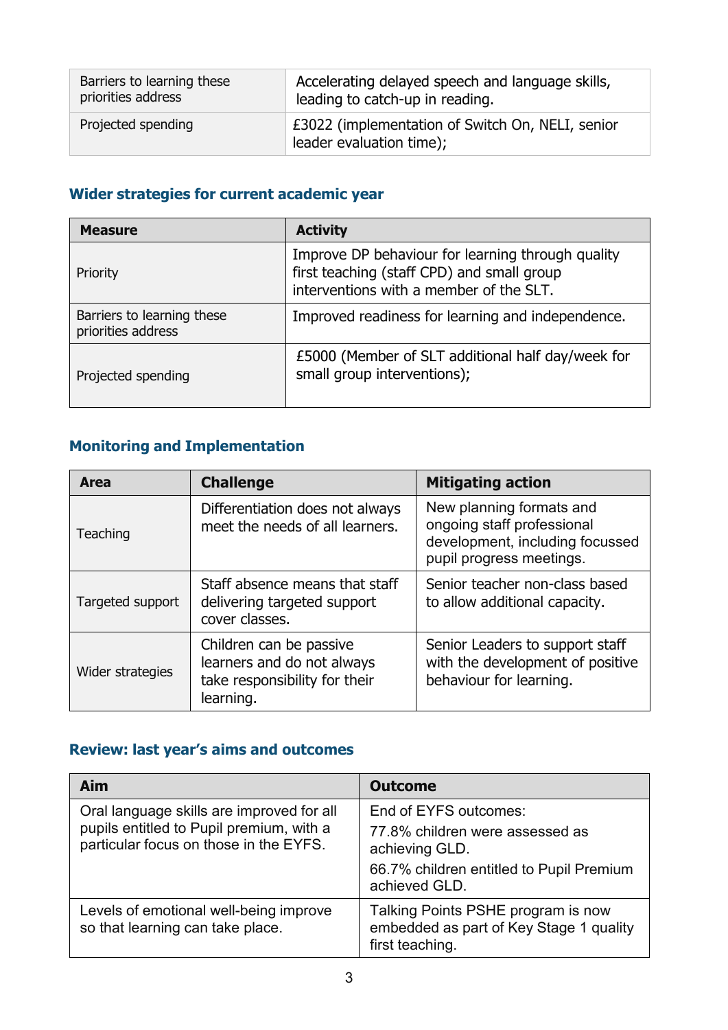| | |
|---|---|
| Barriers to learning these priorities address | Accelerating delayed speech and language skills, leading to catch-up in reading. |
| Projected spending | £3022 (implementation of Switch On, NELI, senior leader evaluation time); |

### Wider strategies for current academic year

| Measure | Activity |
|---|---|
| Priority | Improve DP behaviour for learning through quality first teaching (staff CPD) and small group interventions with a member of the SLT. |
| Barriers to learning these priorities address | Improved readiness for learning and independence. |
| Projected spending | £5000 (Member of SLT additional half day/week for small group interventions); |

### Monitoring and Implementation

| Area | Challenge | Mitigating action |
|---|---|---|
| Teaching | Differentiation does not always meet the needs of all learners. | New planning formats and ongoing staff professional development, including focussed pupil progress meetings. |
| Targeted support | Staff absence means that staff delivering targeted support cover classes. | Senior teacher non-class based to allow additional capacity. |
| Wider strategies | Children can be passive learners and do not always take responsibility for their learning. | Senior Leaders to support staff with the development of positive behaviour for learning. |

### Review: last year's aims and outcomes

| Aim | Outcome |
|---|---|
| Oral language skills are improved for all pupils entitled to Pupil premium, with a particular focus on those in the EYFS. | End of EYFS outcomes:<br>77.8% children were assessed as achieving GLD.<br>66.7% children entitled to Pupil Premium achieved GLD. |
| Levels of emotional well-being improve so that learning can take place. | Talking Points PSHE program is now embedded as part of Key Stage 1 quality first teaching. |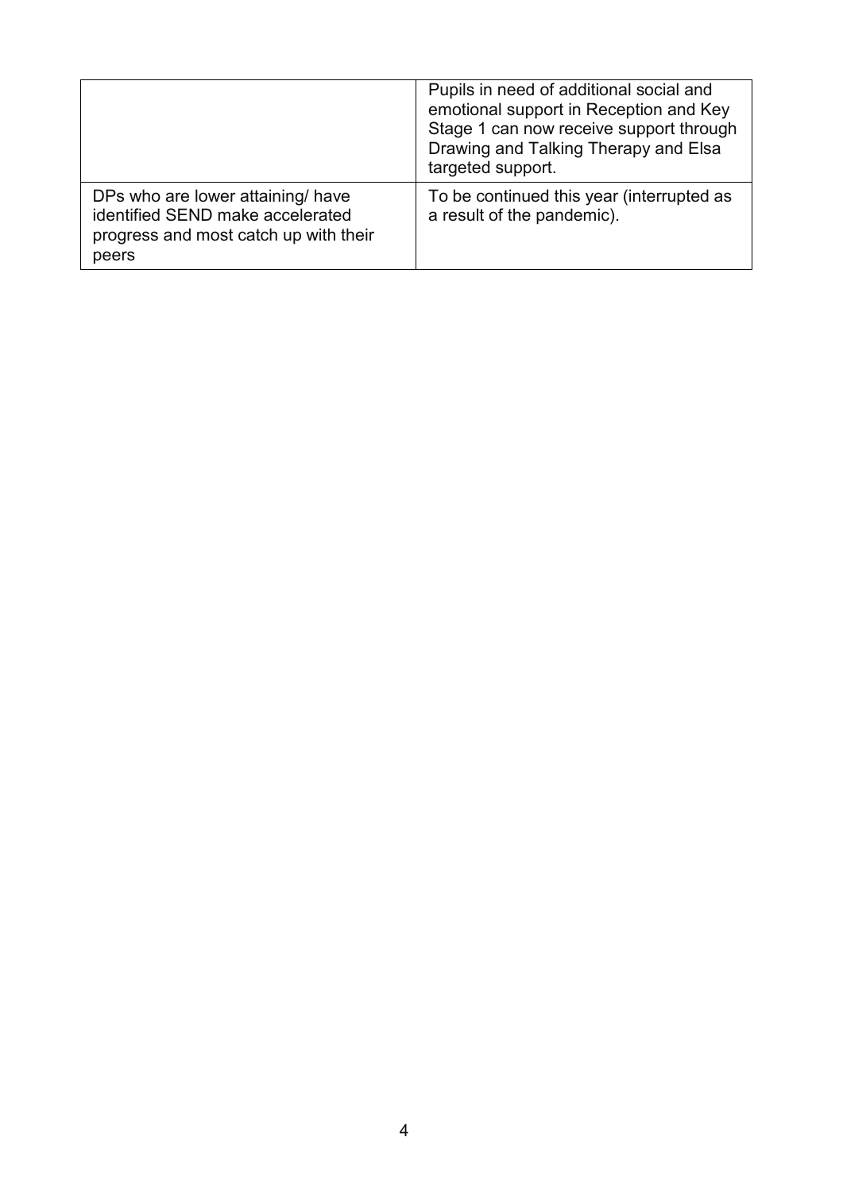| | |
|---|---|
| | Pupils in need of additional social and emotional support in Reception and Key Stage 1 can now receive support through Drawing and Talking Therapy and Elsa targeted support. |
| DPs who are lower attaining/ have identified SEND make accelerated progress and most catch up with their peers | To be continued this year (interrupted as a result of the pandemic). |